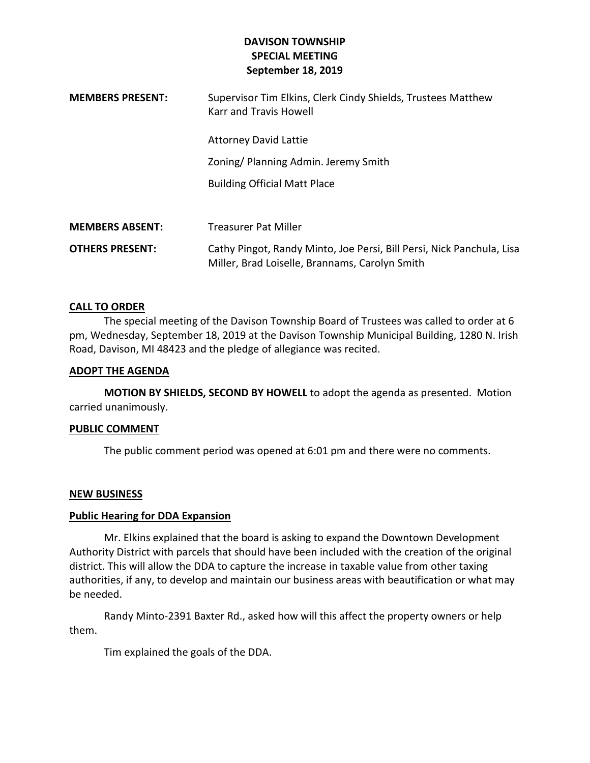# DAVISON TOWNSHIP
## SPECIAL MEETING
## September 18, 2019

**MEMBERS PRESENT:** Supervisor Tim Elkins, Clerk Cindy Shields, Trustees Matthew Karr and Travis Howell

Attorney David Lattie

Zoning/ Planning Admin. Jeremy Smith

Building Official Matt Place

**MEMBERS ABSENT:** Treasurer Pat Miller

**OTHERS PRESENT:** Cathy Pingot, Randy Minto, Joe Persi, Bill Persi, Nick Panchula, Lisa Miller, Brad Loiselle, Brannams, Carolyn Smith

### CALL TO ORDER

The special meeting of the Davison Township Board of Trustees was called to order at 6 pm, Wednesday, September 18, 2019 at the Davison Township Municipal Building, 1280 N. Irish Road, Davison, MI 48423 and the pledge of allegiance was recited.

### ADOPT THE AGENDA

**MOTION BY SHIELDS, SECOND BY HOWELL** to adopt the agenda as presented. Motion carried unanimously.

### PUBLIC COMMENT

The public comment period was opened at 6:01 pm and there were no comments.

### NEW BUSINESS

### Public Hearing for DDA Expansion

Mr. Elkins explained that the board is asking to expand the Downtown Development Authority District with parcels that should have been included with the creation of the original district. This will allow the DDA to capture the increase in taxable value from other taxing authorities, if any, to develop and maintain our business areas with beautification or what may be needed.

Randy Minto-2391 Baxter Rd., asked how will this affect the property owners or help them.

Tim explained the goals of the DDA.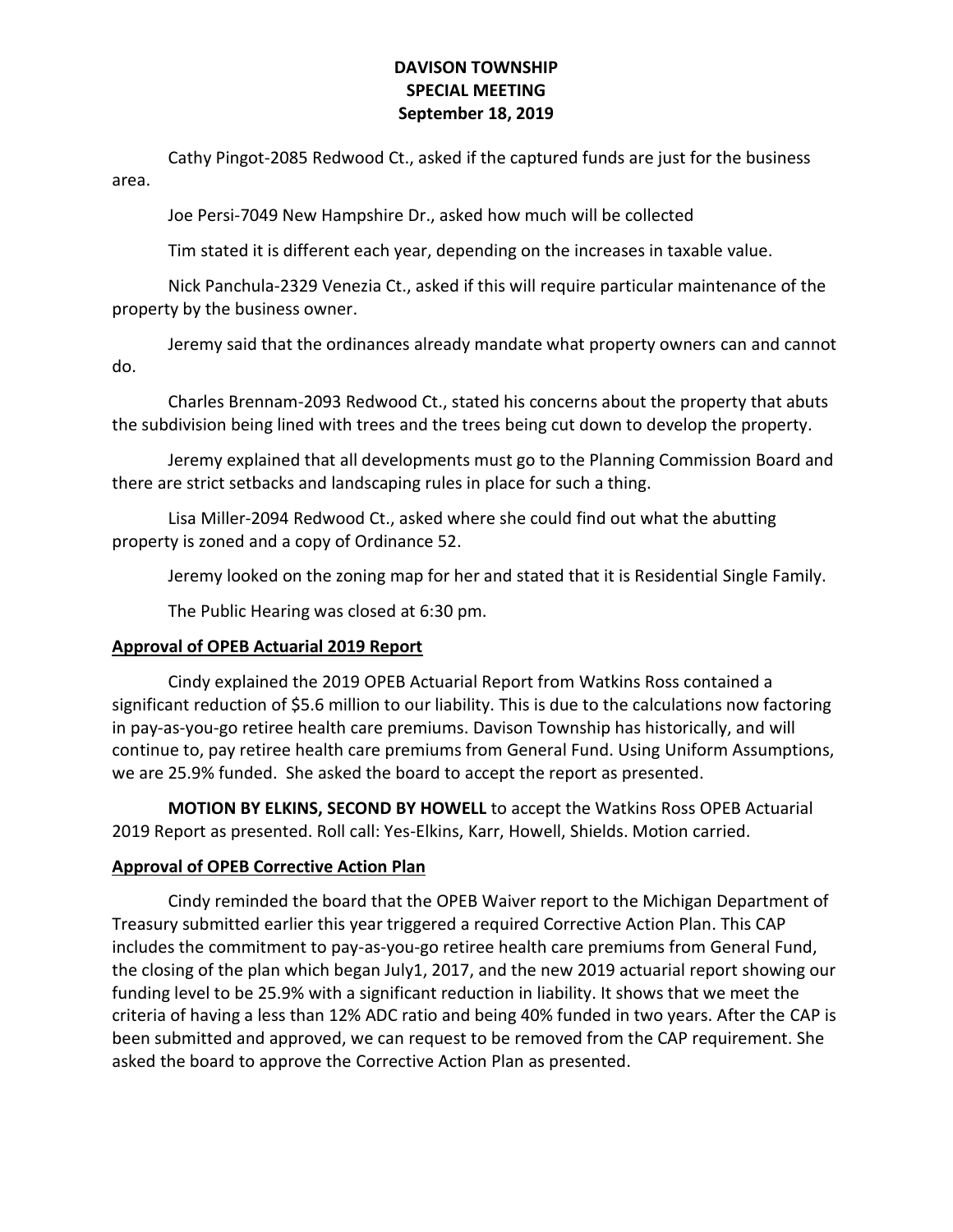**DAVISON TOWNSHIP**
**SPECIAL MEETING**
**September 18, 2019**

Cathy Pingot-2085 Redwood Ct., asked if the captured funds are just for the business area.

Joe Persi-7049 New Hampshire Dr., asked how much will be collected

Tim stated it is different each year, depending on the increases in taxable value.

Nick Panchula-2329 Venezia Ct., asked if this will require particular maintenance of the property by the business owner.

Jeremy said that the ordinances already mandate what property owners can and cannot do.

Charles Brennam-2093 Redwood Ct., stated his concerns about the property that abuts the subdivision being lined with trees and the trees being cut down to develop the property.

Jeremy explained that all developments must go to the Planning Commission Board and there are strict setbacks and landscaping rules in place for such a thing.

Lisa Miller-2094 Redwood Ct., asked where she could find out what the abutting property is zoned and a copy of Ordinance 52.

Jeremy looked on the zoning map for her and stated that it is Residential Single Family.

The Public Hearing was closed at 6:30 pm.

**Approval of OPEB Actuarial 2019 Report**

Cindy explained the 2019 OPEB Actuarial Report from Watkins Ross contained a significant reduction of $5.6 million to our liability. This is due to the calculations now factoring in pay-as-you-go retiree health care premiums. Davison Township has historically, and will continue to, pay retiree health care premiums from General Fund. Using Uniform Assumptions, we are 25.9% funded. She asked the board to accept the report as presented.

**MOTION BY ELKINS, SECOND BY HOWELL** to accept the Watkins Ross OPEB Actuarial 2019 Report as presented. Roll call: Yes-Elkins, Karr, Howell, Shields. Motion carried.

**Approval of OPEB Corrective Action Plan**

Cindy reminded the board that the OPEB Waiver report to the Michigan Department of Treasury submitted earlier this year triggered a required Corrective Action Plan. This CAP includes the commitment to pay-as-you-go retiree health care premiums from General Fund, the closing of the plan which began July1, 2017, and the new 2019 actuarial report showing our funding level to be 25.9% with a significant reduction in liability. It shows that we meet the criteria of having a less than 12% ADC ratio and being 40% funded in two years. After the CAP is been submitted and approved, we can request to be removed from the CAP requirement. She asked the board to approve the Corrective Action Plan as presented.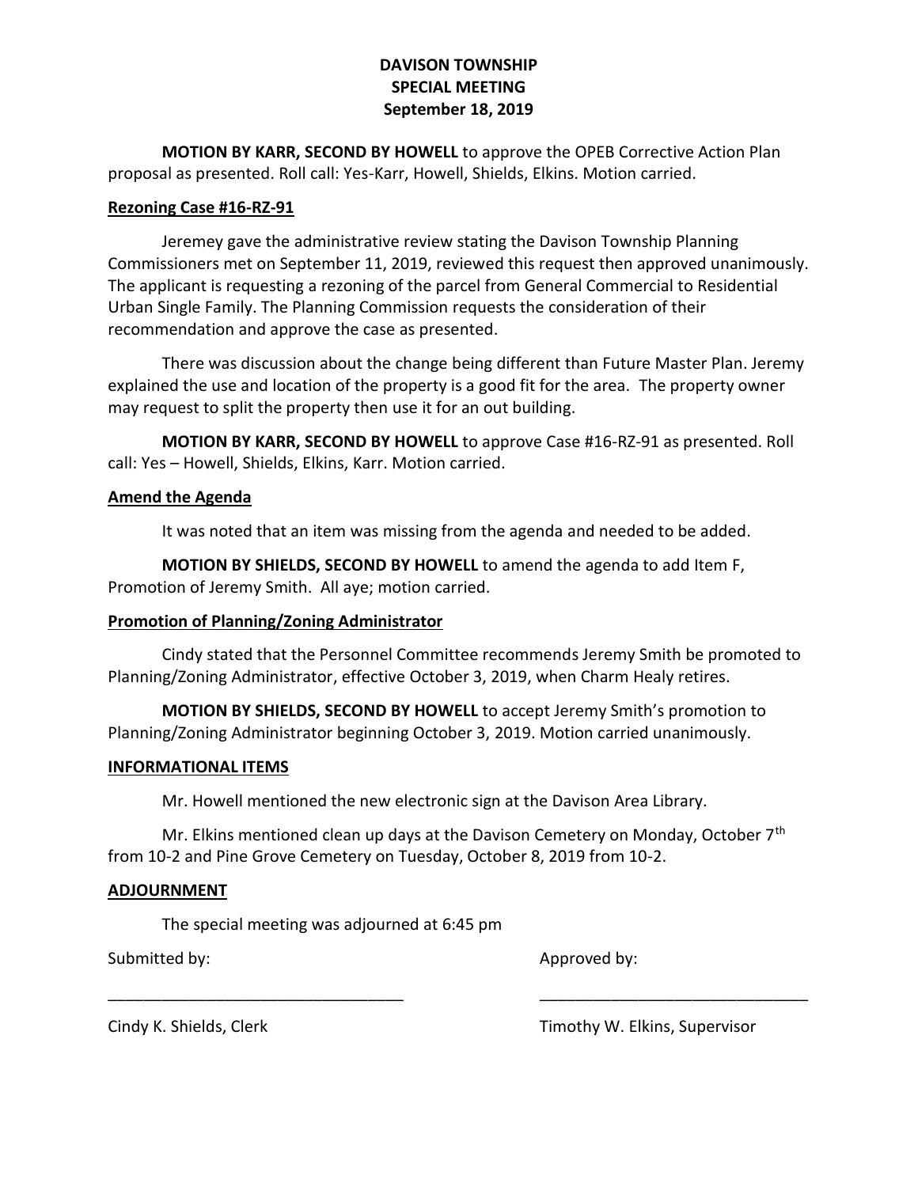**DAVISON TOWNSHIP**
**SPECIAL MEETING**
**September 18, 2019**

**MOTION BY KARR, SECOND BY HOWELL** to approve the OPEB Corrective Action Plan proposal as presented. Roll call: Yes-Karr, Howell, Shields, Elkins. Motion carried.

## Rezoning Case #16-RZ-91

Jeremey gave the administrative review stating the Davison Township Planning Commissioners met on September 11, 2019, reviewed this request then approved unanimously. The applicant is requesting a rezoning of the parcel from General Commercial to Residential Urban Single Family. The Planning Commission requests the consideration of their recommendation and approve the case as presented.

There was discussion about the change being different than Future Master Plan. Jeremy explained the use and location of the property is a good fit for the area. The property owner may request to split the property then use it for an out building.

**MOTION BY KARR, SECOND BY HOWELL** to approve Case #16-RZ-91 as presented. Roll call: Yes – Howell, Shields, Elkins, Karr. Motion carried.

## Amend the Agenda

It was noted that an item was missing from the agenda and needed to be added.

**MOTION BY SHIELDS, SECOND BY HOWELL** to amend the agenda to add Item F, Promotion of Jeremy Smith. All aye; motion carried.

## Promotion of Planning/Zoning Administrator

Cindy stated that the Personnel Committee recommends Jeremy Smith be promoted to Planning/Zoning Administrator, effective October 3, 2019, when Charm Healy retires.

**MOTION BY SHIELDS, SECOND BY HOWELL** to accept Jeremy Smith's promotion to Planning/Zoning Administrator beginning October 3, 2019. Motion carried unanimously.

## INFORMATIONAL ITEMS

Mr. Howell mentioned the new electronic sign at the Davison Area Library.

Mr. Elkins mentioned clean up days at the Davison Cemetery on Monday, October 7th from 10-2 and Pine Grove Cemetery on Tuesday, October 8, 2019 from 10-2.

## ADJOURNMENT

The special meeting was adjourned at 6:45 pm

Submitted by: Approved by:

_________________________________ _______________________________

Cindy K. Shields, Clerk Timothy W. Elkins, Supervisor